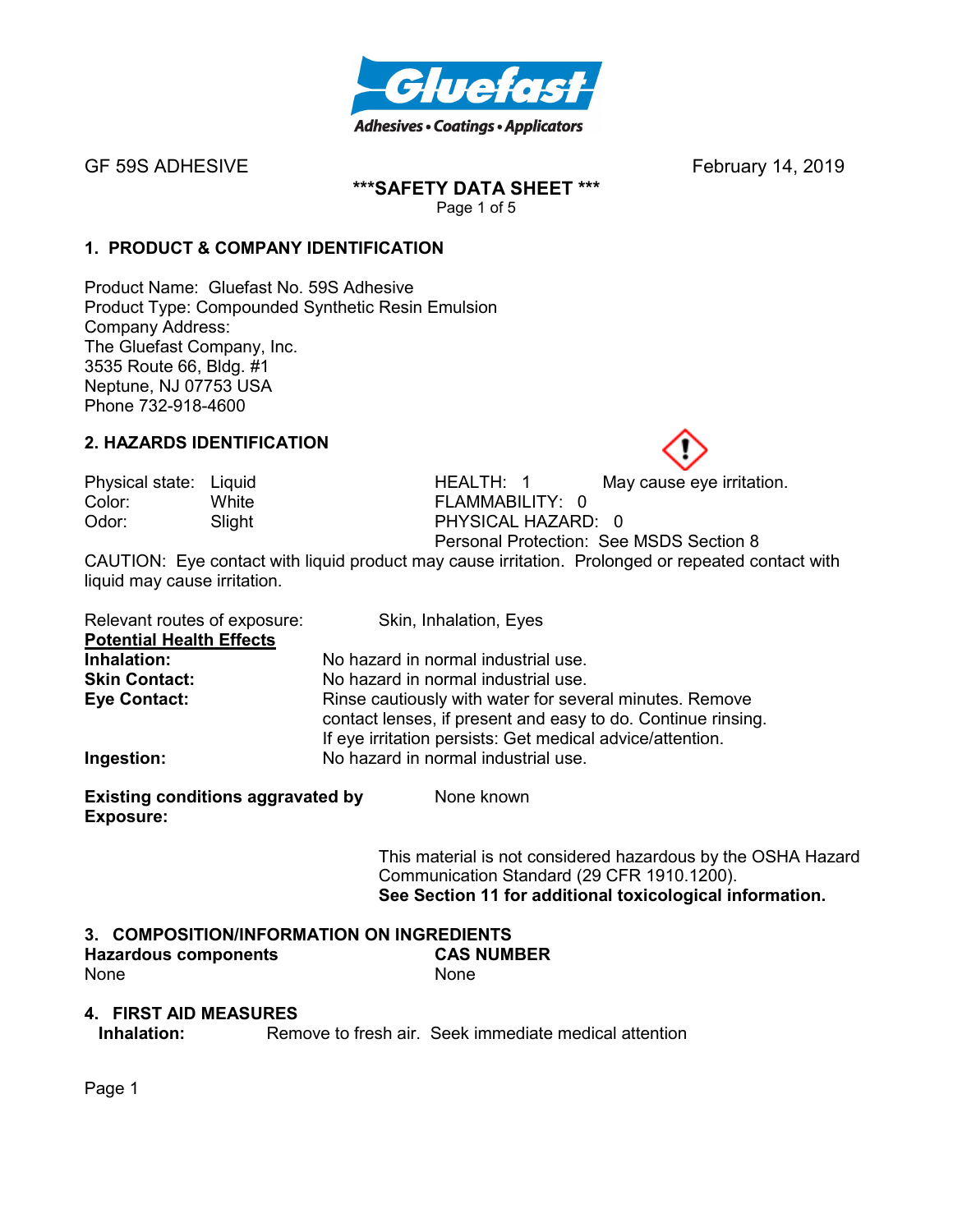GF 59S ADHESIVE February 14, 2019

**\*\*\*SAFETY DATA SHEET \*\*\***

## 1. PRODUCT & COMPANY IDENTIFICATION

Product Name: Gluefast No. 59S Adhesive
Product Type: Compounded Synthetic Resin Emulsion
Company Address:
The Gluefast Company, Inc.
3535 Route 66, Bldg. #1
Neptune, NJ 07753 USA
Phone 732-918-4600

## 2. HAZARDS IDENTIFICATION

| | | | |
|---|---|---|---|
| Physical state: | Liquid | HEALTH: 1 | May cause eye irritation. |
| Color: | White | FLAMMABILITY: 0 | |
| Odor: | Slight | PHYSICAL HAZARD: 0 | |
| | | Personal Protection: See MSDS Section 8 | |

CAUTION: Eye contact with liquid product may cause irritation. Prolonged or repeated contact with liquid may cause irritation.

Relevant routes of exposure: Skin, Inhalation, Eyes

**Potential Health Effects**

**Inhalation:** No hazard in normal industrial use.
**Skin Contact:** No hazard in normal industrial use.
**Eye Contact:** Rinse cautiously with water for several minutes. Remove contact lenses, if present and easy to do. Continue rinsing. If eye irritation persists: Get medical advice/attention.
**Ingestion:** No hazard in normal industrial use.

**Existing conditions aggravated by Exposure:** None known

This material is not considered hazardous by the OSHA Hazard Communication Standard (29 CFR 1910.1200).
**See Section 11 for additional toxicological information.**

## 3. COMPOSITION/INFORMATION ON INGREDIENTS

| **Hazardous components** | **CAS NUMBER** |
|---|---|
| None | None |

## 4. FIRST AID MEASURES

**Inhalation:** Remove to fresh air. Seek immediate medical attention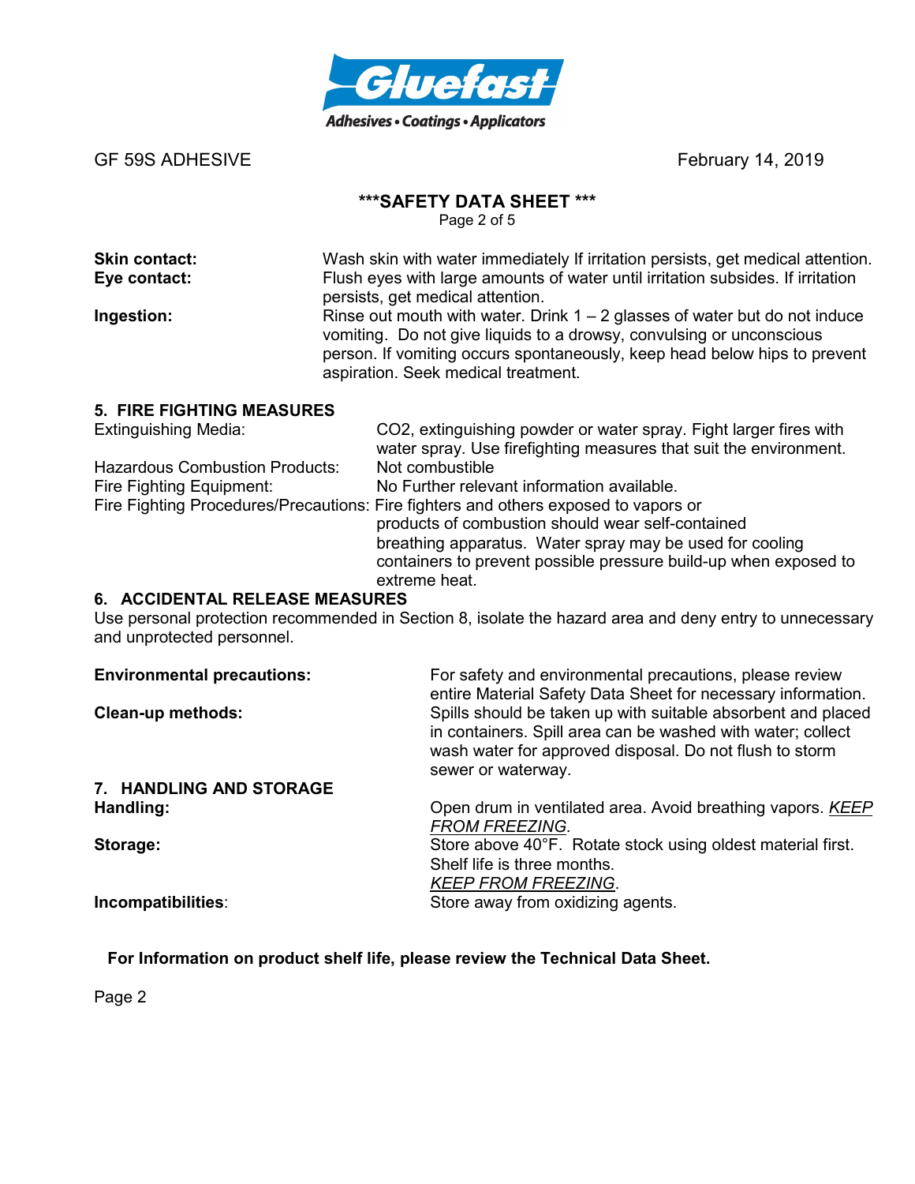GF 59S ADHESIVE February 14, 2019

**\*\*\*SAFETY DATA SHEET \*\*\***

**Skin contact:** Wash skin with water immediately If irritation persists, get medical attention.

**Eye contact:** Flush eyes with large amounts of water until irritation subsides. If irritation persists, get medical attention.

**Ingestion:** Rinse out mouth with water. Drink 1 – 2 glasses of water but do not induce vomiting. Do not give liquids to a drowsy, convulsing or unconscious person. If vomiting occurs spontaneously, keep head below hips to prevent aspiration. Seek medical treatment.

## 5. FIRE FIGHTING MEASURES

Extinguishing Media: $CO_2$, extinguishing powder or water spray. Fight larger fires with water spray. Use firefighting measures that suit the environment.

Hazardous Combustion Products: Not combustible

Fire Fighting Equipment: No Further relevant information available.

Fire Fighting Procedures/Precautions: Fire fighters and others exposed to vapors or products of combustion should wear self-contained breathing apparatus. Water spray may be used for cooling containers to prevent possible pressure build-up when exposed to extreme heat.

## 6. ACCIDENTAL RELEASE MEASURES

Use personal protection recommended in Section 8, isolate the hazard area and deny entry to unnecessary and unprotected personnel.

**Environmental precautions:** For safety and environmental precautions, please review entire Material Safety Data Sheet for necessary information.

**Clean-up methods:** Spills should be taken up with suitable absorbent and placed in containers. Spill area can be washed with water; collect wash water for approved disposal. Do not flush to storm sewer or waterway.

## 7. HANDLING AND STORAGE

**Handling:** Open drum in ventilated area. Avoid breathing vapors. *KEEP FROM FREEZING*.

**Storage:** Store above 40°F. Rotate stock using oldest material first. Shelf life is three months. *KEEP FROM FREEZING*.

**Incompatibilities**: Store away from oxidizing agents.

**For Information on product shelf life, please review the Technical Data Sheet.**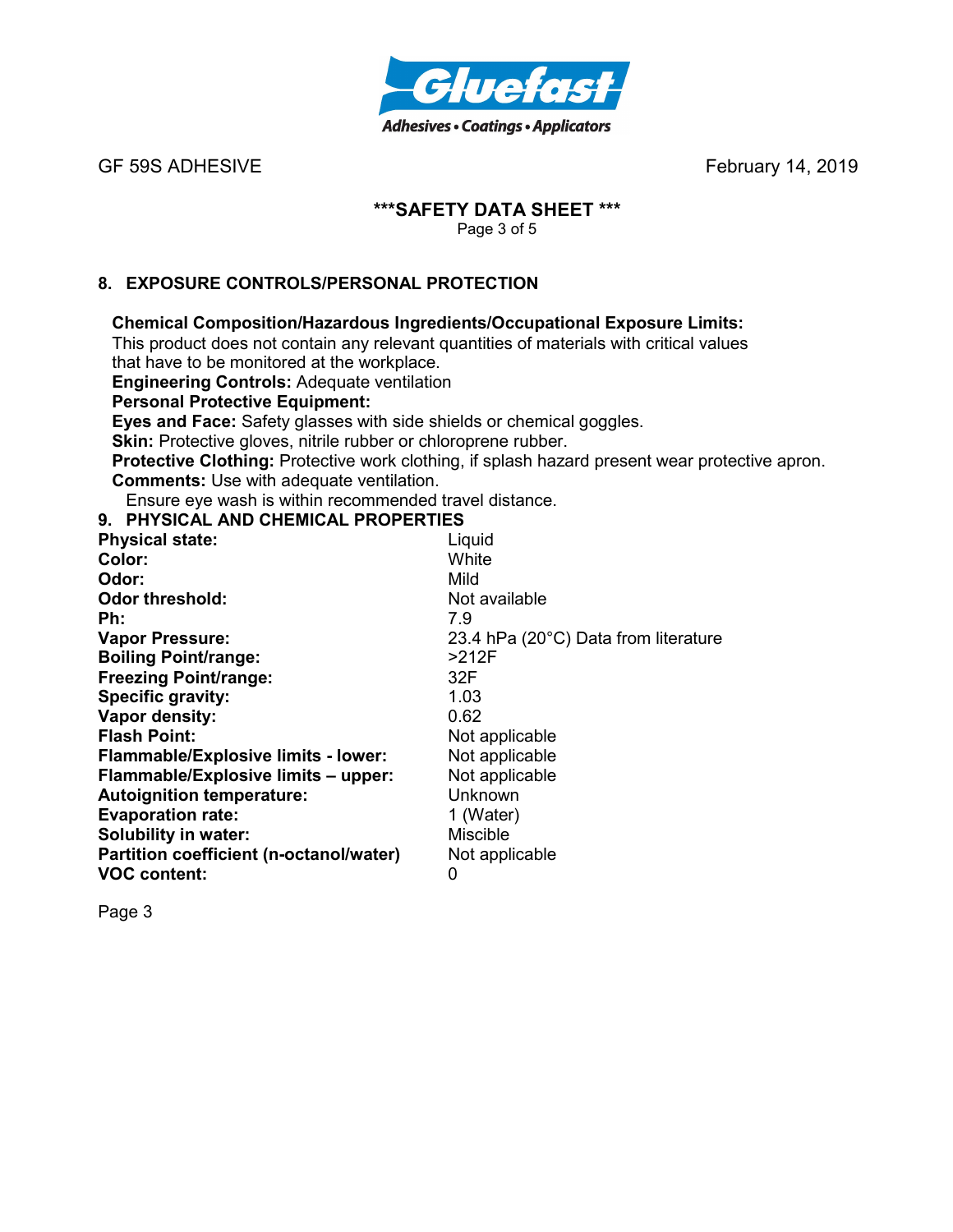## 8. EXPOSURE CONTROLS/PERSONAL PROTECTION

**Chemical Composition/Hazardous Ingredients/Occupational Exposure Limits:**
This product does not contain any relevant quantities of materials with critical values that have to be monitored at the workplace.

**Engineering Controls:** Adequate ventilation

**Personal Protective Equipment:**

**Eyes and Face:** Safety glasses with side shields or chemical goggles.

**Skin:** Protective gloves, nitrile rubber or chloroprene rubber.

**Protective Clothing:** Protective work clothing, if splash hazard present wear protective apron.

**Comments:** Use with adequate ventilation.
Ensure eye wash is within recommended travel distance.

## 9. PHYSICAL AND CHEMICAL PROPERTIES

| | |
|---|---|
| **Physical state:** | Liquid |
| **Color:** | White |
| **Odor:** | Mild |
| **Odor threshold:** | Not available |
| **Ph:** | 7.9 |
| **Vapor Pressure:** | 23.4 hPa (20°C) Data from literature |
| **Boiling Point/range:** | >212F |
| **Freezing Point/range:** | 32F |
| **Specific gravity:** | 1.03 |
| **Vapor density:** | 0.62 |
| **Flash Point:** | Not applicable |
| **Flammable/Explosive limits - lower:** | Not applicable |
| **Flammable/Explosive limits – upper:** | Not applicable |
| **Autoignition temperature:** | Unknown |
| **Evaporation rate:** | 1 (Water) |
| **Solubility in water:** | Miscible |
| **Partition coefficient (n-octanol/water)** | Not applicable |
| **VOC content:** | 0 |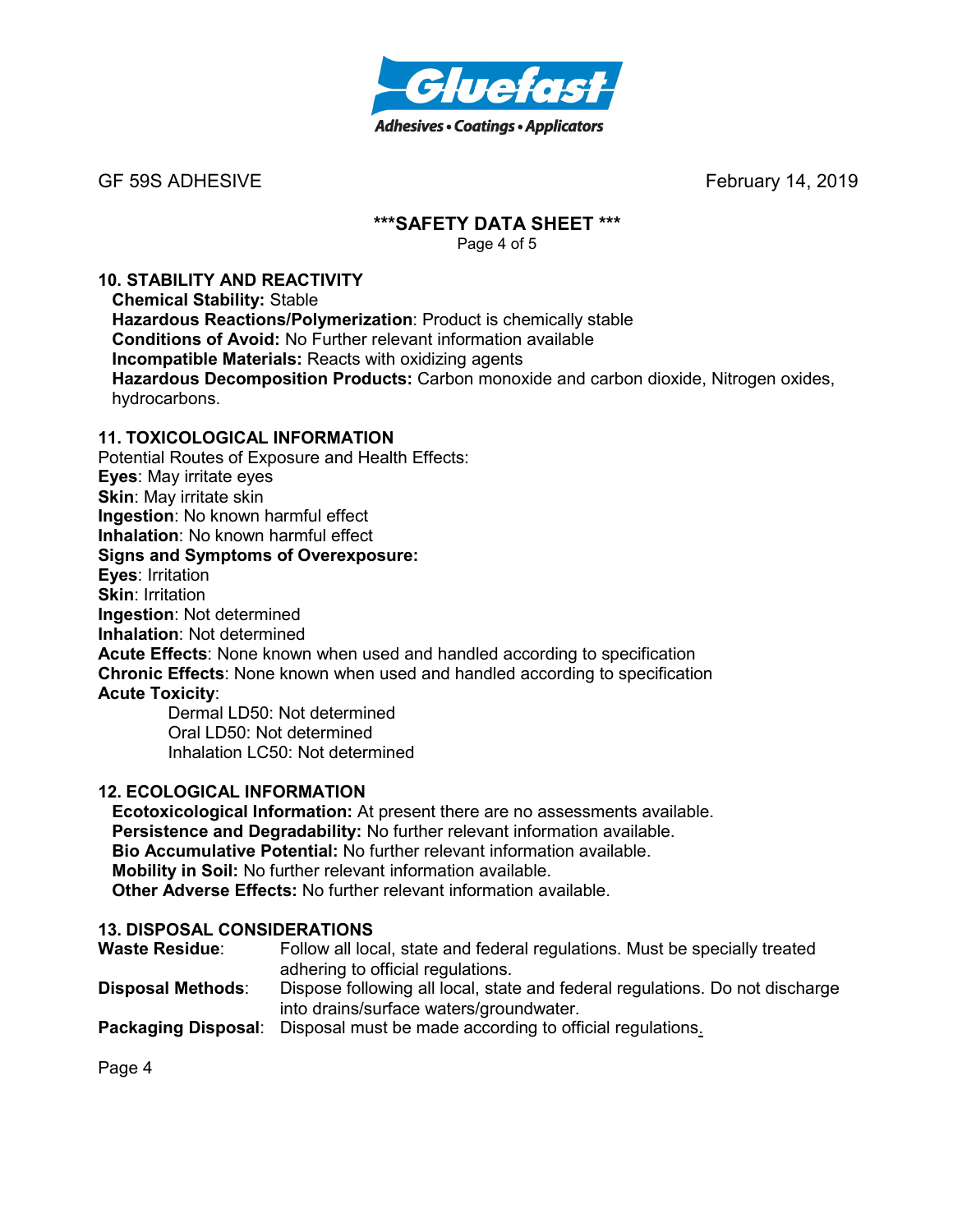GF 59S ADHESIVE February 14, 2019

**\*\*\*SAFETY DATA SHEET \*\*\***

## 10. STABILITY AND REACTIVITY

**Chemical Stability:** Stable
**Hazardous Reactions/Polymerization**: Product is chemically stable
**Conditions of Avoid:** No Further relevant information available
**Incompatible Materials:** Reacts with oxidizing agents
**Hazardous Decomposition Products:** Carbon monoxide and carbon dioxide, Nitrogen oxides, hydrocarbons.

## 11. TOXICOLOGICAL INFORMATION

Potential Routes of Exposure and Health Effects:
**Eyes**: May irritate eyes
**Skin**: May irritate skin
**Ingestion**: No known harmful effect
**Inhalation**: No known harmful effect
**Signs and Symptoms of Overexposure:**
**Eyes**: Irritation
**Skin**: Irritation
**Ingestion**: Not determined
**Inhalation**: Not determined
**Acute Effects**: None known when used and handled according to specification
**Chronic Effects**: None known when used and handled according to specification
**Acute Toxicity**:

Dermal LD50: Not determined
Oral LD50: Not determined
Inhalation LC50: Not determined

## 12. ECOLOGICAL INFORMATION

**Ecotoxicological Information:** At present there are no assessments available.
**Persistence and Degradability:** No further relevant information available.
**Bio Accumulative Potential:** No further relevant information available.
**Mobility in Soil:** No further relevant information available.
**Other Adverse Effects:** No further relevant information available.

## 13. DISPOSAL CONSIDERATIONS

**Waste Residue**: Follow all local, state and federal regulations. Must be specially treated adhering to official regulations.
**Disposal Methods**: Dispose following all local, state and federal regulations. Do not discharge into drains/surface waters/groundwater.
**Packaging Disposal**: Disposal must be made according to official regulations.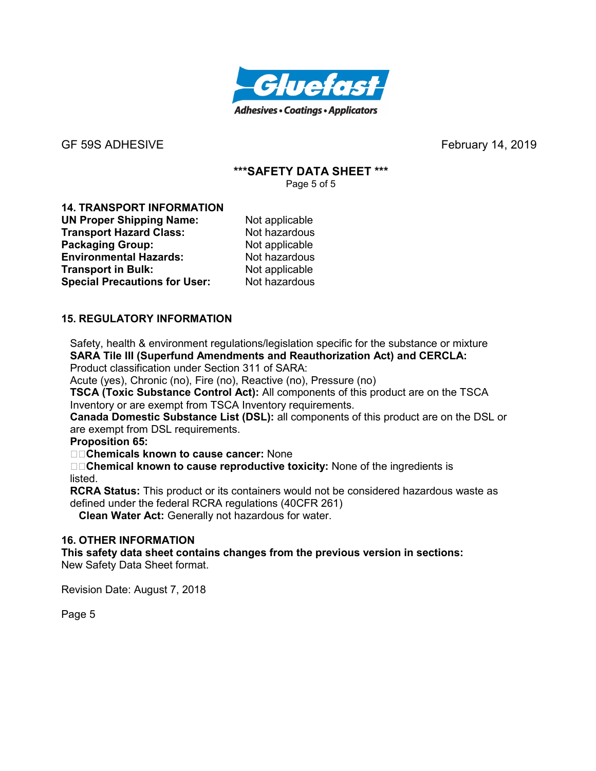GF 59S ADHESIVE February 14, 2019

## ***SAFETY DATA SHEET ***

### 14. TRANSPORT INFORMATION

| | |
|---|---|
| **UN Proper Shipping Name:** | Not applicable |
| **Transport Hazard Class:** | Not hazardous |
| **Packaging Group:** | Not applicable |
| **Environmental Hazards:** | Not hazardous |
| **Transport in Bulk:** | Not applicable |
| **Special Precautions for User:** | Not hazardous |

### 15. REGULATORY INFORMATION

Safety, health & environment regulations/legislation specific for the substance or mixture
**SARA Tile III (Superfund Amendments and Reauthorization Act) and CERCLA:**
Product classification under Section 311 of SARA:
Acute (yes), Chronic (no), Fire (no), Reactive (no), Pressure (no)
**TSCA (Toxic Substance Control Act):** All components of this product are on the TSCA Inventory or are exempt from TSCA Inventory requirements.
**Canada Domestic Substance List (DSL):** all components of this product are on the DSL or are exempt from DSL requirements.
**Proposition 65:**
**Chemicals known to cause cancer:** None
**Chemical known to cause reproductive toxicity:** None of the ingredients is listed.
**RCRA Status:** This product or its containers would not be considered hazardous waste as defined under the federal RCRA regulations (40CFR 261)
**Clean Water Act:** Generally not hazardous for water.

### 16. OTHER INFORMATION

**This safety data sheet contains changes from the previous version in sections:**
New Safety Data Sheet format.

Revision Date: August 7, 2018